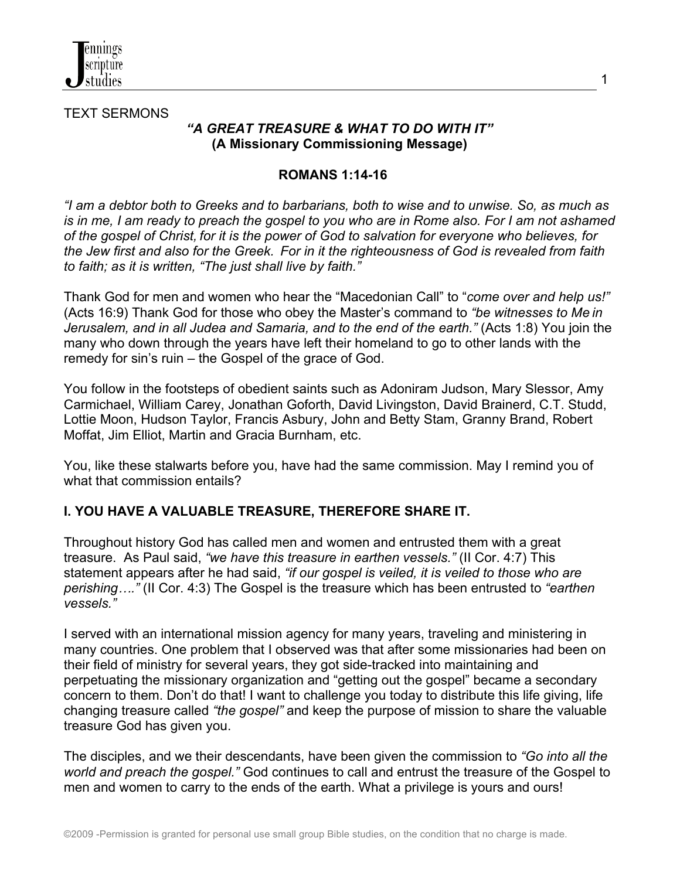TEXT SERMONS

## *"A GREAT TREASURE & WHAT TO DO WITH IT"*
## (A Missionary Commissioning Message)

### ROMANS 1:14-16

*"I am a debtor both to Greeks and to barbarians, both to wise and to unwise. So, as much as is in me, I am ready to preach the gospel to you who are in Rome also. For I am not ashamed of the gospel of Christ, for it is the power of God to salvation for everyone who believes, for the Jew first and also for the Greek. For in it the righteousness of God is revealed from faith to faith; as it is written, "The just shall live by faith."*

Thank God for men and women who hear the "Macedonian Call" to "*come over and help us!"* (Acts 16:9) Thank God for those who obey the Master's command to *"be witnesses to Me in Jerusalem, and in all Judea and Samaria, and to the end of the earth."* (Acts 1:8) You join the many who down through the years have left their homeland to go to other lands with the remedy for sin's ruin – the Gospel of the grace of God.

You follow in the footsteps of obedient saints such as Adoniram Judson, Mary Slessor, Amy Carmichael, William Carey, Jonathan Goforth, David Livingston, David Brainerd, C.T. Studd, Lottie Moon, Hudson Taylor, Francis Asbury, John and Betty Stam, Granny Brand, Robert Moffat, Jim Elliot, Martin and Gracia Burnham, etc.

You, like these stalwarts before you, have had the same commission. May I remind you of what that commission entails?

**I. YOU HAVE A VALUABLE TREASURE, THEREFORE SHARE IT.**

Throughout history God has called men and women and entrusted them with a great treasure. As Paul said, *"we have this treasure in earthen vessels."* (II Cor. 4:7) This statement appears after he had said, *"if our gospel is veiled, it is veiled to those who are perishing…."* (II Cor. 4:3) The Gospel is the treasure which has been entrusted to *"earthen vessels."*

I served with an international mission agency for many years, traveling and ministering in many countries. One problem that I observed was that after some missionaries had been on their field of ministry for several years, they got side-tracked into maintaining and perpetuating the missionary organization and "getting out the gospel" became a secondary concern to them. Don't do that! I want to challenge you today to distribute this life giving, life changing treasure called *"the gospel"* and keep the purpose of mission to share the valuable treasure God has given you.

The disciples, and we their descendants, have been given the commission to *"Go into all the world and preach the gospel."* God continues to call and entrust the treasure of the Gospel to men and women to carry to the ends of the earth. What a privilege is yours and ours!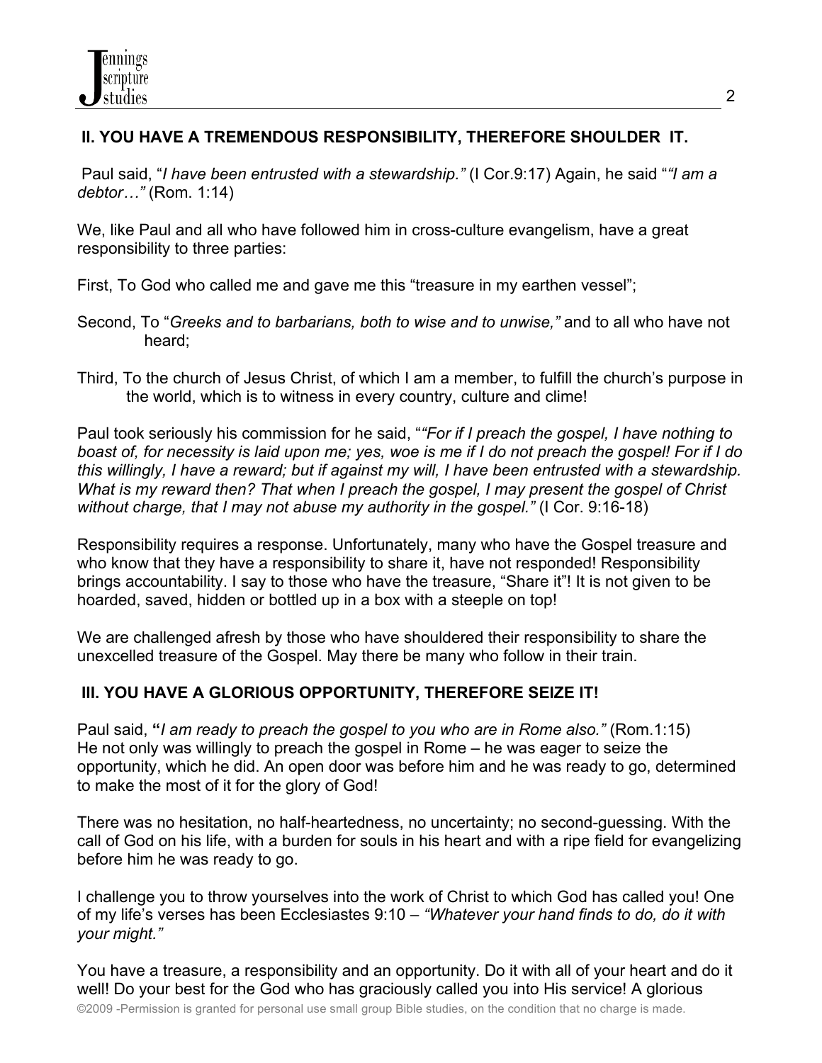## II. YOU HAVE A TREMENDOUS RESPONSIBILITY, THEREFORE SHOULDER IT.

Paul said, "*I have been entrusted with a stewardship."* (I Cor.9:17) Again, he said "*"I am a debtor…"* (Rom. 1:14)

We, like Paul and all who have followed him in cross-culture evangelism, have a great responsibility to three parties:

First, To God who called me and gave me this "treasure in my earthen vessel";

Second, To "*Greeks and to barbarians, both to wise and to unwise,"* and to all who have not heard;

Third, To the church of Jesus Christ, of which I am a member, to fulfill the church's purpose in the world, which is to witness in every country, culture and clime!

Paul took seriously his commission for he said, "*"For if I preach the gospel, I have nothing to boast of, for necessity is laid upon me; yes, woe is me if I do not preach the gospel! For if I do this willingly, I have a reward; but if against my will, I have been entrusted with a stewardship. What is my reward then? That when I preach the gospel, I may present the gospel of Christ without charge, that I may not abuse my authority in the gospel."* (I Cor. 9:16-18)

Responsibility requires a response. Unfortunately, many who have the Gospel treasure and who know that they have a responsibility to share it, have not responded! Responsibility brings accountability. I say to those who have the treasure, "Share it"! It is not given to be hoarded, saved, hidden or bottled up in a box with a steeple on top!

We are challenged afresh by those who have shouldered their responsibility to share the unexcelled treasure of the Gospel. May there be many who follow in their train.

## III. YOU HAVE A GLORIOUS OPPORTUNITY, THEREFORE SEIZE IT!

Paul said, **"***I am ready to preach the gospel to you who are in Rome also."* (Rom.1:15) He not only was willingly to preach the gospel in Rome – he was eager to seize the opportunity, which he did. An open door was before him and he was ready to go, determined to make the most of it for the glory of God!

There was no hesitation, no half-heartedness, no uncertainty; no second-guessing. With the call of God on his life, with a burden for souls in his heart and with a ripe field for evangelizing before him he was ready to go.

I challenge you to throw yourselves into the work of Christ to which God has called you! One of my life's verses has been Ecclesiastes 9:10 – *"Whatever your hand finds to do, do it with your might."*

You have a treasure, a responsibility and an opportunity. Do it with all of your heart and do it well! Do your best for the God who has graciously called you into His service! A glorious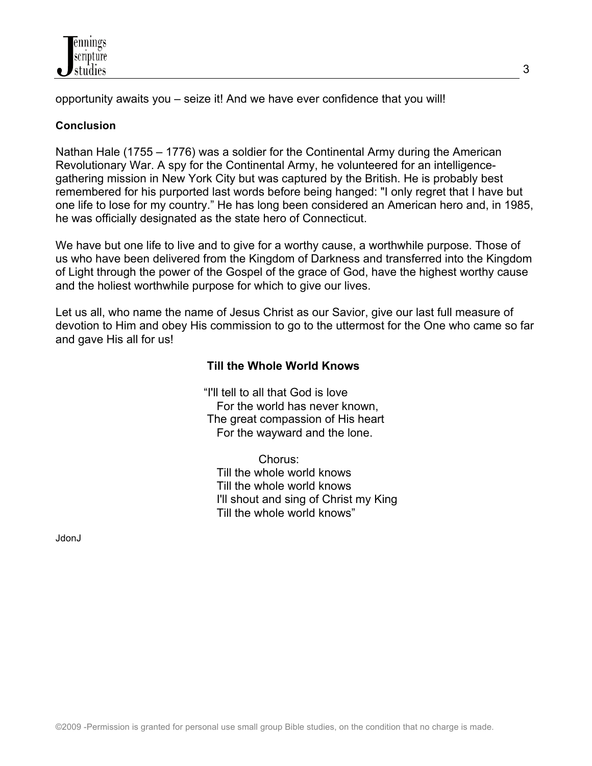opportunity awaits you – seize it! And we have ever confidence that you will!

**Conclusion**

Nathan Hale (1755 – 1776) was a soldier for the Continental Army during the American Revolutionary War. A spy for the Continental Army, he volunteered for an intelligence-gathering mission in New York City but was captured by the British. He is probably best remembered for his purported last words before being hanged: "I only regret that I have but one life to lose for my country." He has long been considered an American hero and, in 1985, he was officially designated as the state hero of Connecticut.

We have but one life to live and to give for a worthy cause, a worthwhile purpose. Those of us who have been delivered from the Kingdom of Darkness and transferred into the Kingdom of Light through the power of the Gospel of the grace of God, have the highest worthy cause and the holiest worthwhile purpose for which to give our lives.

Let us all, who name the name of Jesus Christ as our Savior, give our last full measure of devotion to Him and obey His commission to go to the uttermost for the One who came so far and gave His all for us!

**Till the Whole World Knows**

"I'll tell to all that God is love
For the world has never known,
The great compassion of His heart
For the wayward and the lone.

Chorus:
Till the whole world knows
Till the whole world knows
I'll shout and sing of Christ my King
Till the whole world knows"

JdonJ

©2009 -Permission is granted for personal use small group Bible studies, on the condition that no charge is made.